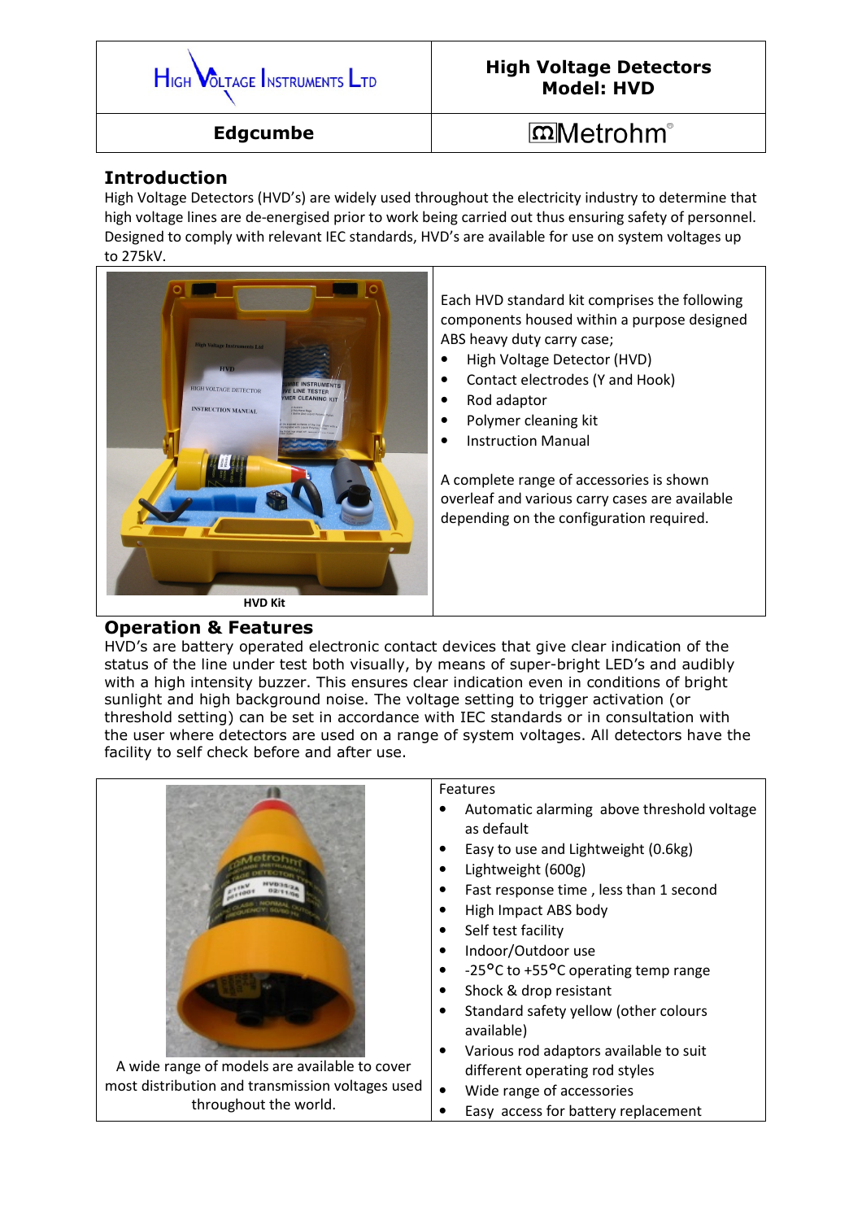| High Voltage Instruments Ltd | **High Voltage Detectors Model: HVD** |
|---|---|
| **Edgcumbe** | Metrohm |

## Introduction

High Voltage Detectors (HVD's) are widely used throughout the electricity industry to determine that high voltage lines are de-energised prior to work being carried out thus ensuring safety of personnel. Designed to comply with relevant IEC standards, HVD's are available for use on system voltages up to 275kV.

**HVD Kit**

Each HVD standard kit comprises the following components housed within a purpose designed ABS heavy duty carry case;

- High Voltage Detector (HVD)
- Contact electrodes (Y and Hook)
- Rod adaptor
- Polymer cleaning kit
- Instruction Manual

A complete range of accessories is shown overleaf and various carry cases are available depending on the configuration required.

## Operation & Features

HVD's are battery operated electronic contact devices that give clear indication of the status of the line under test both visually, by means of super-bright LED's and audibly with a high intensity buzzer. This ensures clear indication even in conditions of bright sunlight and high background noise. The voltage setting to trigger activation (or threshold setting) can be set in accordance with IEC standards or in consultation with the user where detectors are used on a range of system voltages. All detectors have the facility to self check before and after use.

A wide range of models are available to cover most distribution and transmission voltages used throughout the world.

Features

- Automatic alarming above threshold voltage as default
- Easy to use and Lightweight (0.6kg)
- Lightweight (600g)
- Fast response time , less than 1 second
- High Impact ABS body
- Self test facility
- Indoor/Outdoor use
- -25°C to +55°C operating temp range
- Shock & drop resistant
- Standard safety yellow (other colours available)
- Various rod adaptors available to suit different operating rod styles
- Wide range of accessories
- Easy access for battery replacement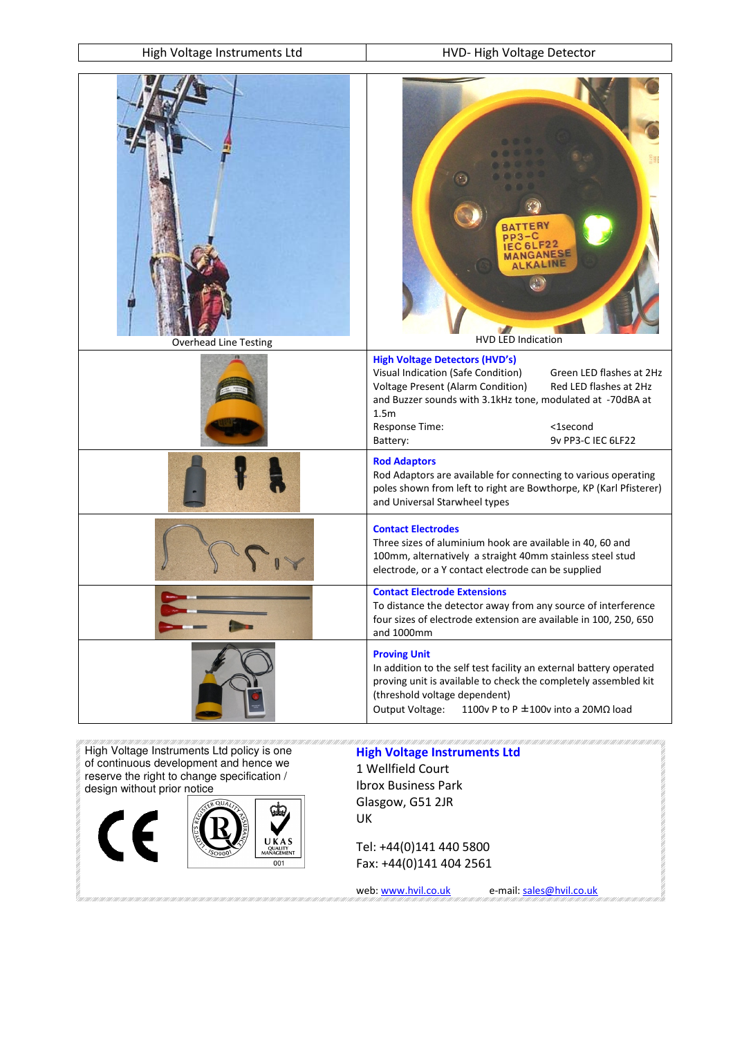| High Voltage Instruments Ltd | HVD- High Voltage Detector |
|---|---|

Overhead Line Testing

HVD LED Indication

**High Voltage Detectors (HVD's)**

| | |
|---|---|
| Visual Indication (Safe Condition) | Green LED flashes at 2Hz |
| Voltage Present (Alarm Condition) | Red LED flashes at 2Hz |

and Buzzer sounds with 3.1kHz tone, modulated at -70dBA at 1.5m

| | |
|---|---|
| Response Time: | <1second |
| Battery: | 9v PP3-C IEC 6LF22 |

**Rod Adaptors**

Rod Adaptors are available for connecting to various operating poles shown from left to right are Bowthorpe, KP (Karl Pfisterer) and Universal Starwheel types

**Contact Electrodes**

Three sizes of aluminium hook are available in 40, 60 and 100mm, alternatively a straight 40mm stainless steel stud electrode, or a Y contact electrode can be supplied

**Contact Electrode Extensions**

To distance the detector away from any source of interference four sizes of electrode extension are available in 100, 250, 650 and 1000mm

**Proving Unit**

In addition to the self test facility an external battery operated proving unit is available to check the completely assembled kit (threshold voltage dependent)

Output Voltage: 1100v P to P ±100v into a 20MΩ load

High Voltage Instruments Ltd policy is one of continuous development and hence we reserve the right to change specification / design without prior notice

**High Voltage Instruments Ltd**
1 Wellfield Court
Ibrox Business Park
Glasgow, G51 2JR
UK

Tel: +44(0)141 440 5800
Fax: +44(0)141 404 2561

web: www.hvil.co.uk e-mail: sales@hvil.co.uk